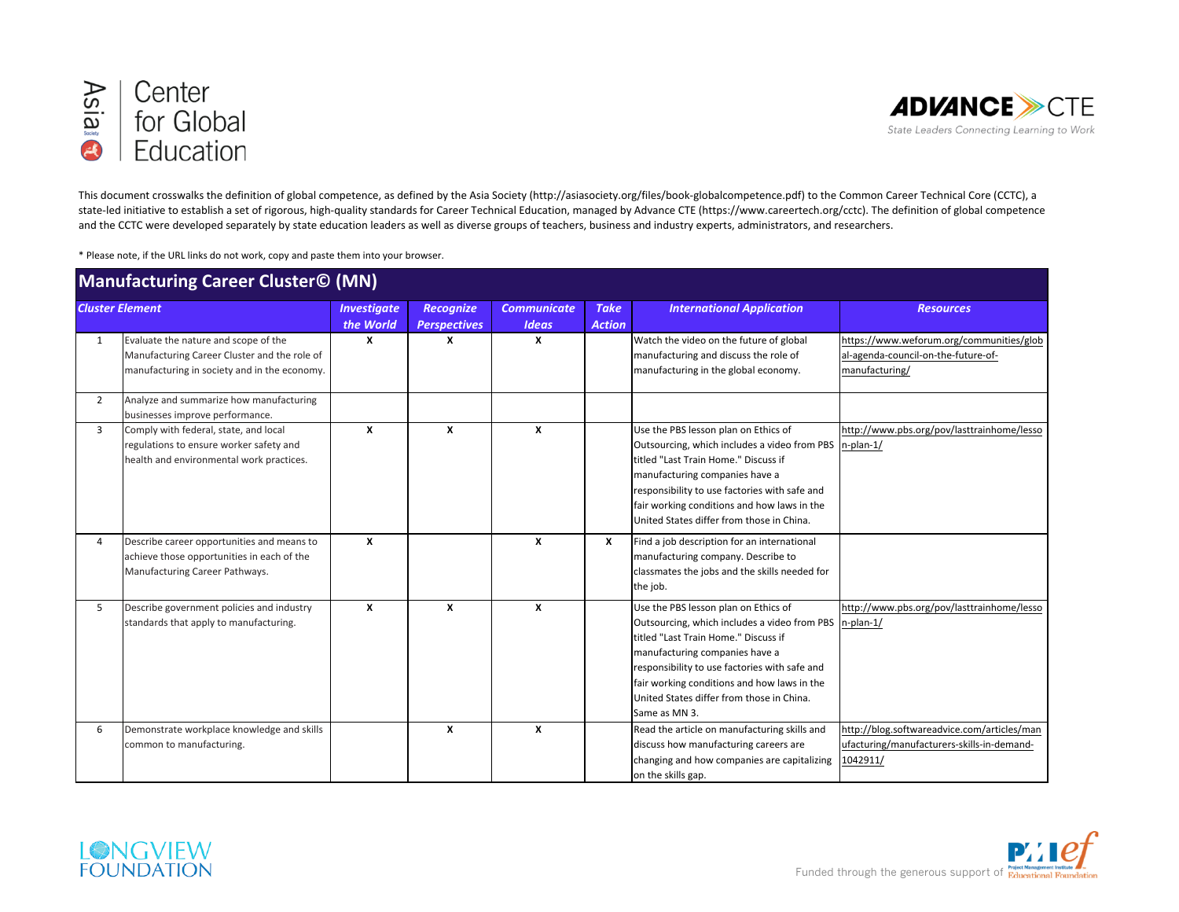This document crosswalks the definition of global competence, as defined by the Asia Society (http://asiasociety.org/files/book-globalcompetence.pdf) to the Common Career Technical Core (CCTC), a state-led initiative to establish a set of rigorous, high-quality standards for Career Technical Education, managed by Advance CTE (https://www.careertech.org/cctc). The definition of global competence and the CCTC were developed separately by state education leaders as well as diverse groups of teachers, business and industry experts, administrators, and researchers.

* Please note, if the URL links do not work, copy and paste them into your browser.

## Manufacturing Career Cluster© (MN)

| | Cluster Element | Investigate the World | Recognize Perspectives | Communicate Ideas | Take Action | International Application | Resources |
|---|---|---|---|---|---|---|---|
| 1 | Evaluate the nature and scope of the Manufacturing Career Cluster and the role of manufacturing in society and in the economy. | X | X | X | | Watch the video on the future of global manufacturing and discuss the role of manufacturing in the global economy. | https://www.weforum.org/communities/global-agenda-council-on-the-future-of-manufacturing/ |
| 2 | Analyze and summarize how manufacturing businesses improve performance. | | | | | | |
| 3 | Comply with federal, state, and local regulations to ensure worker safety and health and environmental work practices. | X | X | X | | Use the PBS lesson plan on Ethics of Outsourcing, which includes a video from PBS titled "Last Train Home." Discuss if manufacturing companies have a responsibility to use factories with safe and fair working conditions and how laws in the United States differ from those in China. | http://www.pbs.org/pov/lasttrainhome/lesson-plan-1/ |
| 4 | Describe career opportunities and means to achieve those opportunities in each of the Manufacturing Career Pathways. | X | | X | X | Find a job description for an international manufacturing company. Describe to classmates the jobs and the skills needed for the job. | |
| 5 | Describe government policies and industry standards that apply to manufacturing. | X | X | X | | Use the PBS lesson plan on Ethics of Outsourcing, which includes a video from PBS titled "Last Train Home." Discuss if manufacturing companies have a responsibility to use factories with safe and fair working conditions and how laws in the United States differ from those in China. Same as MN 3. | http://www.pbs.org/pov/lasttrainhome/lesson-plan-1/ |
| 6 | Demonstrate workplace knowledge and skills common to manufacturing. | | X | X | | Read the article on manufacturing skills and discuss how manufacturing careers are changing and how companies are capitalizing on the skills gap. | http://blog.softwareadvice.com/articles/manufacturing/manufacturers-skills-in-demand-1042911/ |

Funded through the generous support of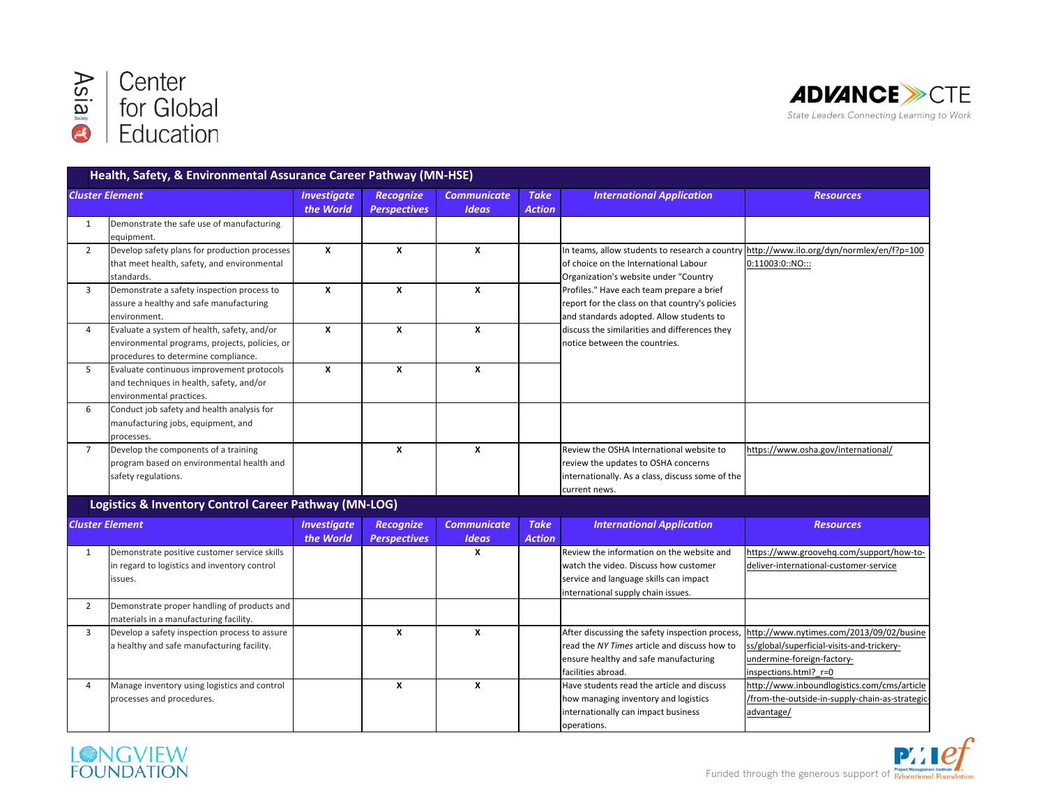## Health, Safety, & Environmental Assurance Career Pathway (MN-HSE)

| | Cluster Element | Investigate the World | Recognize Perspectives | Communicate Ideas | Take Action | International Application | Resources |
|---|---|---|---|---|---|---|---|
| 1 | Demonstrate the safe use of manufacturing equipment. | | | | | | |
| 2 | Develop safety plans for production processes that meet health, safety, and environmental standards. | X | X | X | | In teams, allow students to research a country of choice on the International Labour Organization's website under "Country Profiles." Have each team prepare a brief report for the class on that country's policies and standards adopted. Allow students to discuss the similarities and differences they notice between the countries. | http://www.ilo.org/dyn/normlex/en/f?p=1000:11003:0::NO::: |
| 3 | Demonstrate a safety inspection process to assure a healthy and safe manufacturing environment. | X | X | X | | | |
| 4 | Evaluate a system of health, safety, and/or environmental programs, projects, policies, or procedures to determine compliance. | X | X | X | | | |
| 5 | Evaluate continuous improvement protocols and techniques in health, safety, and/or environmental practices. | X | X | X | | | |
| 6 | Conduct job safety and health analysis for manufacturing jobs, equipment, and processes. | | | | | | |
| 7 | Develop the components of a training program based on environmental health and safety regulations. | | X | X | | Review the OSHA International website to review the updates to OSHA concerns internationally. As a class, discuss some of the current news. | https://www.osha.gov/international/ |

## Logistics & Inventory Control Career Pathway (MN-LOG)

| | Cluster Element | Investigate the World | Recognize Perspectives | Communicate Ideas | Take Action | International Application | Resources |
|---|---|---|---|---|---|---|---|
| 1 | Demonstrate positive customer service skills in regard to logistics and inventory control issues. | | | X | | Review the information on the website and watch the video. Discuss how customer service and language skills can impact international supply chain issues. | https://www.groovehq.com/support/how-to-deliver-international-customer-service |
| 2 | Demonstrate proper handling of products and materials in a manufacturing facility. | | | | | | |
| 3 | Develop a safety inspection process to assure a healthy and safe manufacturing facility. | | X | X | | After discussing the safety inspection process, read the *NY Times* article and discuss how to ensure healthy and safe manufacturing facilities abroad. | http://www.nytimes.com/2013/09/02/business/global/superficial-visits-and-trickery-undermine-foreign-factory-inspections.html?_r=0 |
| 4 | Manage inventory using logistics and control processes and procedures. | | X | X | | Have students read the article and discuss how managing inventory and logistics internationally can impact business operations. | http://www.inboundlogistics.com/cms/article/from-the-outside-in-supply-chain-as-strategic-advantage/ |

Funded through the generous support of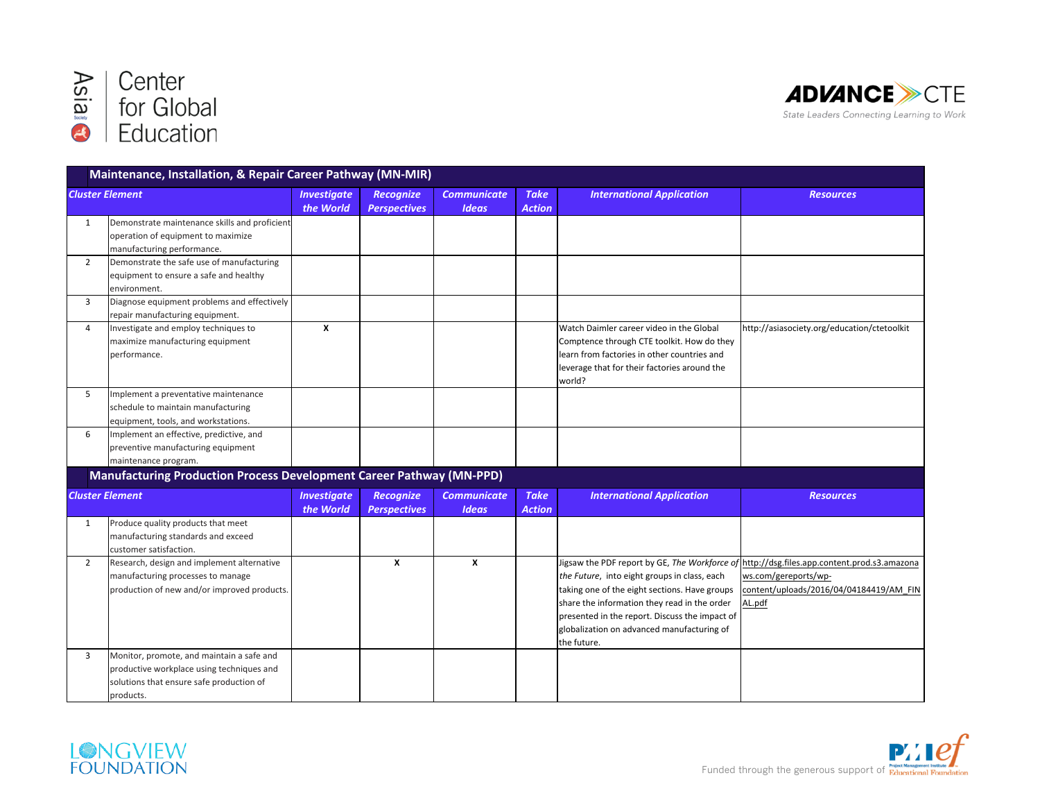Asia Society Center for Global Education

ADVANCE CTE — State Leaders Connecting Learning to Work

## Maintenance, Installation, & Repair Career Pathway (MN-MIR)

| Cluster Element | | Investigate the World | Recognize Perspectives | Communicate Ideas | Take Action | International Application | Resources |
|---|---|---|---|---|---|---|---|
| 1 | Demonstrate maintenance skills and proficient operation of equipment to maximize manufacturing performance. | | | | | | |
| 2 | Demonstrate the safe use of manufacturing equipment to ensure a safe and healthy environment. | | | | | | |
| 3 | Diagnose equipment problems and effectively repair manufacturing equipment. | | | | | | |
| 4 | Investigate and employ techniques to maximize manufacturing equipment performance. | X | | | | Watch Daimler career video in the Global Comptence through CTE toolkit. How do they learn from factories in other countries and leverage that for their factories around the world? | http://asiasociety.org/education/ctetoolkit |
| 5 | Implement a preventative maintenance schedule to maintain manufacturing equipment, tools, and workstations. | | | | | | |
| 6 | Implement an effective, predictive, and preventive manufacturing equipment maintenance program. | | | | | | |

## Manufacturing Production Process Development Career Pathway (MN-PPD)

| Cluster Element | | Investigate the World | Recognize Perspectives | Communicate Ideas | Take Action | International Application | Resources |
|---|---|---|---|---|---|---|---|
| 1 | Produce quality products that meet manufacturing standards and exceed customer satisfaction. | | | | | | |
| 2 | Research, design and implement alternative manufacturing processes to manage production of new and/or improved products. | | X | X | | Jigsaw the PDF report by GE, *The Workforce of the Future*, into eight groups in class, each taking one of the eight sections. Have groups share the information they read in the order presented in the report. Discuss the impact of globalization on advanced manufacturing of the future. | http://dsg.files.app.content.prod.s3.amazonaws.com/gereports/wp-content/uploads/2016/04/04184419/AM_FINAL.pdf |
| 3 | Monitor, promote, and maintain a safe and productive workplace using techniques and solutions that ensure safe production of products. | | | | | | |

LONGVIEW FOUNDATION

Funded through the generous support of PMI Educational Foundation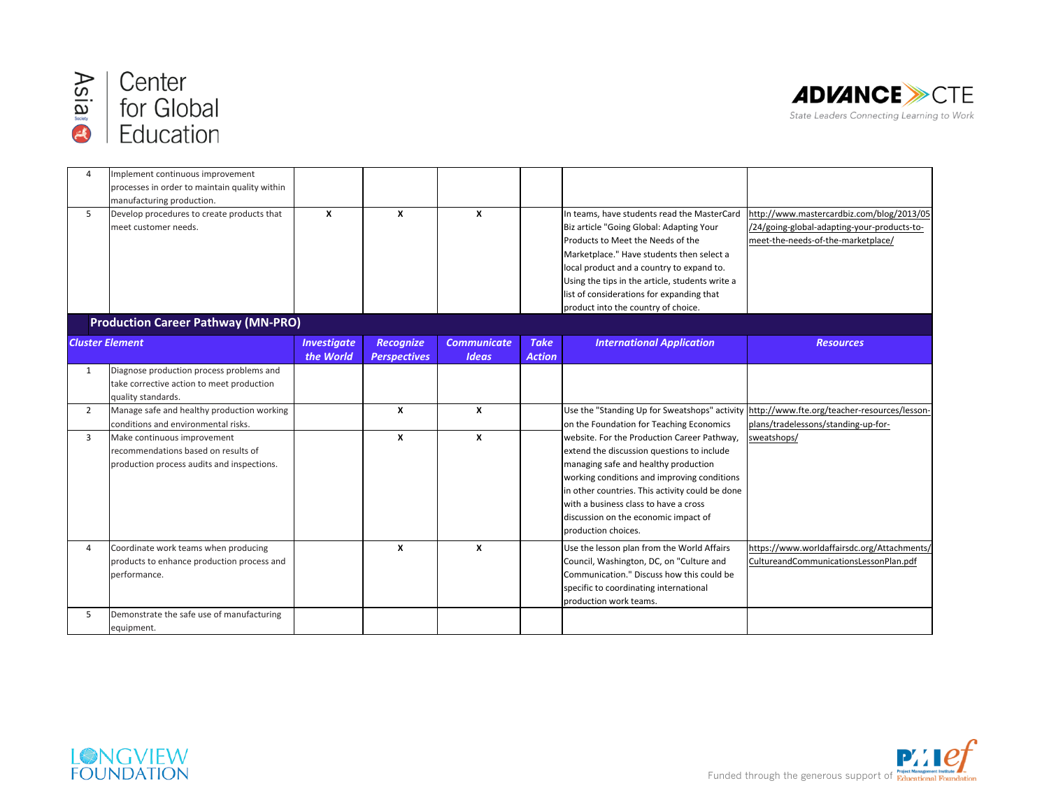| | | Investigate the World | Recognize Perspectives | Communicate Ideas | Take Action | International Application | Resources |
|---|---|---|---|---|---|---|---|
| 4 | Implement continuous improvement processes in order to maintain quality within manufacturing production. | | | | | | |
| 5 | Develop procedures to create products that meet customer needs. | X | X | X | | In teams, have students read the MasterCard Biz article "Going Global: Adapting Your Products to Meet the Needs of the Marketplace." Have students then select a local product and a country to expand to. Using the tips in the article, students write a list of considerations for expanding that product into the country of choice. | http://www.mastercardbiz.com/blog/2013/05/24/going-global-adapting-your-products-to-meet-the-needs-of-the-marketplace/ |

## Production Career Pathway (MN-PRO)

| Cluster Element | | Investigate the World | Recognize Perspectives | Communicate Ideas | Take Action | International Application | Resources |
|---|---|---|---|---|---|---|---|
| 1 | Diagnose production process problems and take corrective action to meet production quality standards. | | | | | | |
| 2 | Manage safe and healthy production working conditions and environmental risks. | | X | X | | Use the "Standing Up for Sweatshops" activity on the Foundation for Teaching Economics website. For the Production Career Pathway, extend the discussion questions to include managing safe and healthy production working conditions and improving conditions in other countries. This activity could be done with a business class to have a cross discussion on the economic impact of production choices. | http://www.fte.org/teacher-resources/lesson-plans/tradelessons/standing-up-for-sweatshops/ |
| 3 | Make continuous improvement recommendations based on results of production process audits and inspections. | | X | X | | | |
| 4 | Coordinate work teams when producing products to enhance production process and performance. | | X | X | | Use the lesson plan from the World Affairs Council, Washington, DC, on "Culture and Communication." Discuss how this could be specific to coordinating international production work teams. | https://www.worldaffairsdc.org/Attachments/CultureandCommunicationsLessonPlan.pdf |
| 5 | Demonstrate the safe use of manufacturing equipment. | | | | | | |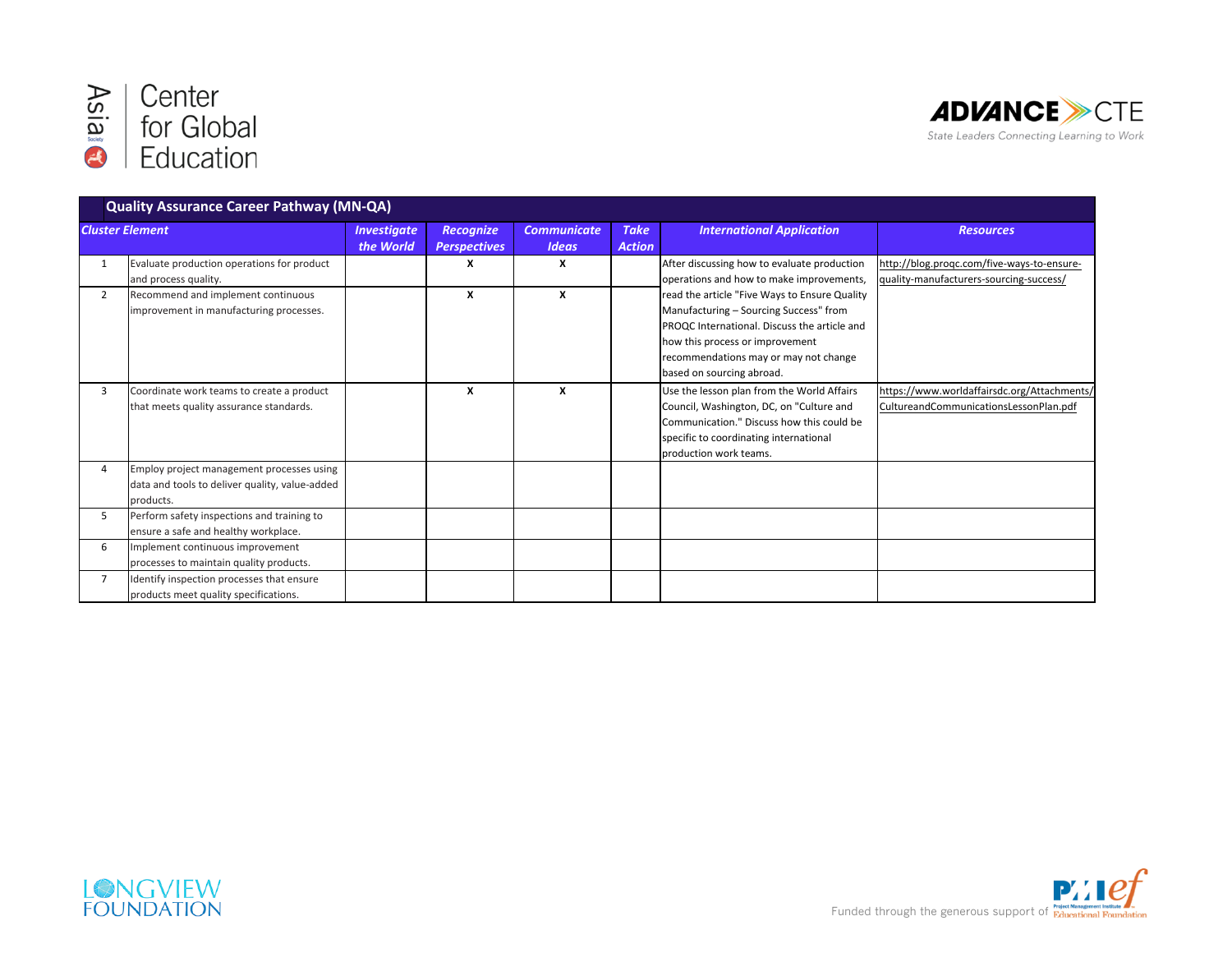Asia Society Center for Global Education

ADVANCE CTE
State Leaders Connecting Learning to Work

| Quality Assurance Career Pathway (MN-QA) | | | | | | | |
|---|---|---|---|---|---|---|---|
| ***Cluster Element*** | | ***Investigate the World*** | ***Recognize Perspectives*** | ***Communicate Ideas*** | ***Take Action*** | ***International Application*** | ***Resources*** |
| 1 | Evaluate production operations for product and process quality. | | X | X | | After discussing how to evaluate production operations and how to make improvements, read the article "Five Ways to Ensure Quality Manufacturing – Sourcing Success" from PROQC International. Discuss the article and how this process or improvement recommendations may or may not change based on sourcing abroad. | http://blog.proqc.com/five-ways-to-ensure-quality-manufacturers-sourcing-success/ |
| 2 | Recommend and implement continuous improvement in manufacturing processes. | | X | X | | | |
| 3 | Coordinate work teams to create a product that meets quality assurance standards. | | X | X | | Use the lesson plan from the World Affairs Council, Washington, DC, on "Culture and Communication." Discuss how this could be specific to coordinating international production work teams. | https://www.worldaffairsdc.org/Attachments/CultureandCommunicationsLessonPlan.pdf |
| 4 | Employ project management processes using data and tools to deliver quality, value-added products. | | | | | | |
| 5 | Perform safety inspections and training to ensure a safe and healthy workplace. | | | | | | |
| 6 | Implement continuous improvement processes to maintain quality products. | | | | | | |
| 7 | Identify inspection processes that ensure products meet quality specifications. | | | | | | |

LONGVIEW FOUNDATION

Funded through the generous support of PMI Educational Foundation